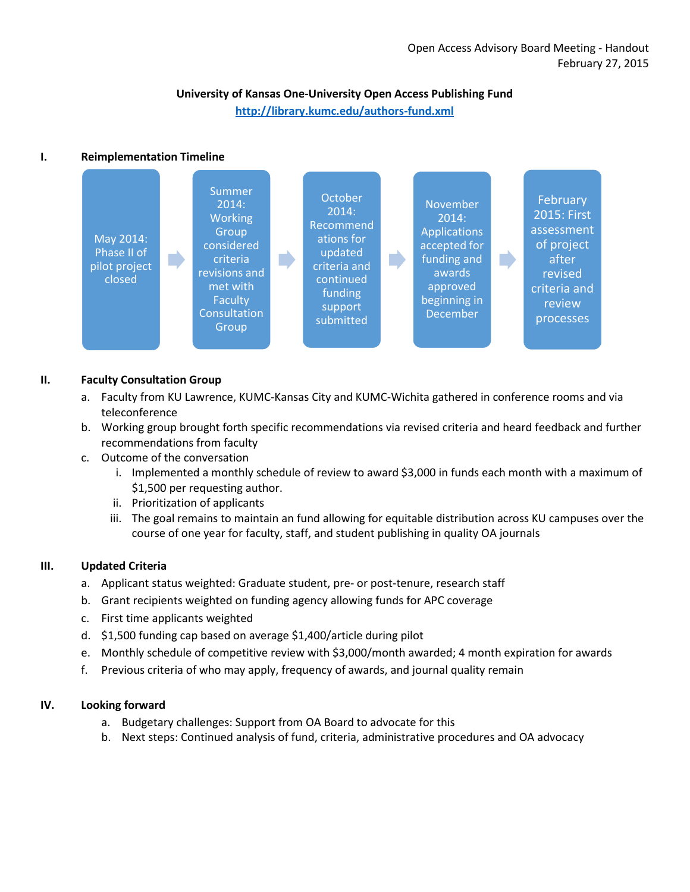Open Access Advisory Board Meeting - Handout
February 27, 2015

**University of Kansas One-University Open Access Publishing Fund**

[http://library.kumc.edu/authors-fund.xml](http://library.kumc.edu/authors-fund.xml)

## I. Reimplementation Timeline

May 2014: Phase II of pilot project closed → Summer 2014: Working Group considered criteria revisions and met with Faculty Consultation Group → October 2014: Recommendations for updated criteria and continued funding support submitted → November 2014: Applications accepted for funding and awards approved beginning in December → February 2015: First assessment of project after revised criteria and review processes

## II. Faculty Consultation Group

a. Faculty from KU Lawrence, KUMC-Kansas City and KUMC-Wichita gathered in conference rooms and via teleconference
b. Working group brought forth specific recommendations via revised criteria and heard feedback and further recommendations from faculty
c. Outcome of the conversation
   i. Implemented a monthly schedule of review to award $3,000 in funds each month with a maximum of $1,500 per requesting author.
   ii. Prioritization of applicants
   iii. The goal remains to maintain an fund allowing for equitable distribution across KU campuses over the course of one year for faculty, staff, and student publishing in quality OA journals

## III. Updated Criteria

a. Applicant status weighted: Graduate student, pre- or post-tenure, research staff
b. Grant recipients weighted on funding agency allowing funds for APC coverage
c. First time applicants weighted
d. $1,500 funding cap based on average $1,400/article during pilot
e. Monthly schedule of competitive review with $3,000/month awarded; 4 month expiration for awards
f. Previous criteria of who may apply, frequency of awards, and journal quality remain

## IV. Looking forward

a. Budgetary challenges: Support from OA Board to advocate for this
b. Next steps: Continued analysis of fund, criteria, administrative procedures and OA advocacy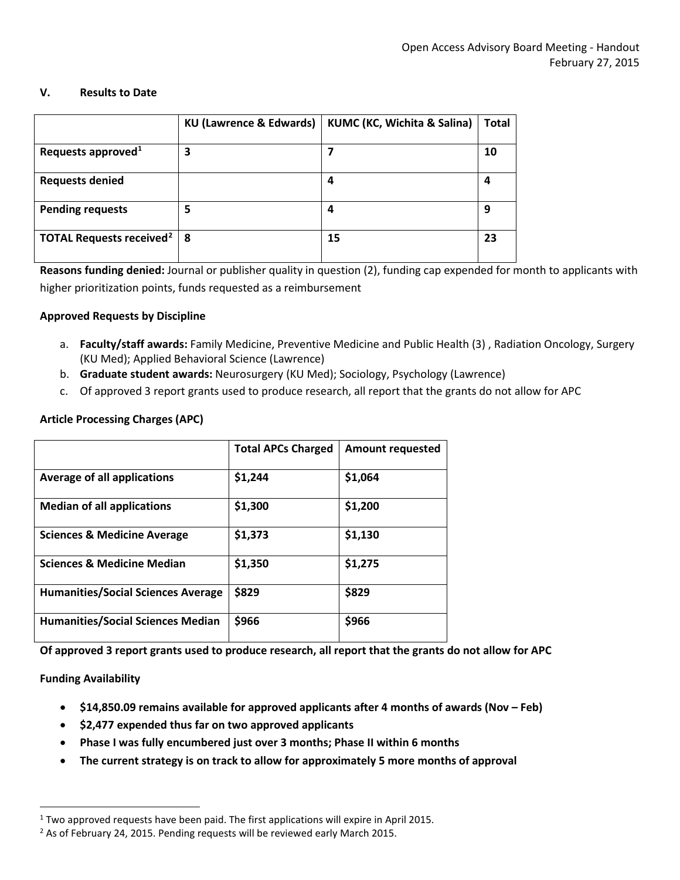## V. Results to Date

| | KU (Lawrence & Edwards) | KUMC (KC, Wichita & Salina) | Total |
|---|---|---|---|
| **Requests approved**[1] | **3** | **7** | **10** |
| **Requests denied** | | **4** | **4** |
| **Pending requests** | **5** | **4** | **9** |
| **TOTAL Requests received**[2] | **8** | **15** | **23** |

**Reasons funding denied:** Journal or publisher quality in question (2), funding cap expended for month to applicants with higher prioritization points, funds requested as a reimbursement

**Approved Requests by Discipline**

a. **Faculty/staff awards:** Family Medicine, Preventive Medicine and Public Health (3) , Radiation Oncology, Surgery (KU Med); Applied Behavioral Science (Lawrence)
b. **Graduate student awards:** Neurosurgery (KU Med); Sociology, Psychology (Lawrence)
c. Of approved 3 report grants used to produce research, all report that the grants do not allow for APC

**Article Processing Charges (APC)**

| | Total APCs Charged | Amount requested |
|---|---|---|
| **Average of all applications** | **$1,244** | **$1,064** |
| **Median of all applications** | **$1,300** | **$1,200** |
| **Sciences & Medicine Average** | **$1,373** | **$1,130** |
| **Sciences & Medicine Median** | **$1,350** | **$1,275** |
| **Humanities/Social Sciences Average** | **$829** | **$829** |
| **Humanities/Social Sciences Median** | **$966** | **$966** |

**Of approved 3 report grants used to produce research, all report that the grants do not allow for APC**

**Funding Availability**

- **$14,850.09 remains available for approved applicants after 4 months of awards (Nov – Feb)**
- **$2,477 expended thus far on two approved applicants**
- **Phase I was fully encumbered just over 3 months; Phase II within 6 months**
- **The current strategy is on track to allow for approximately 5 more months of approval**

[1] Two approved requests have been paid. The first applications will expire in April 2015.
[2] As of February 24, 2015. Pending requests will be reviewed early March 2015.